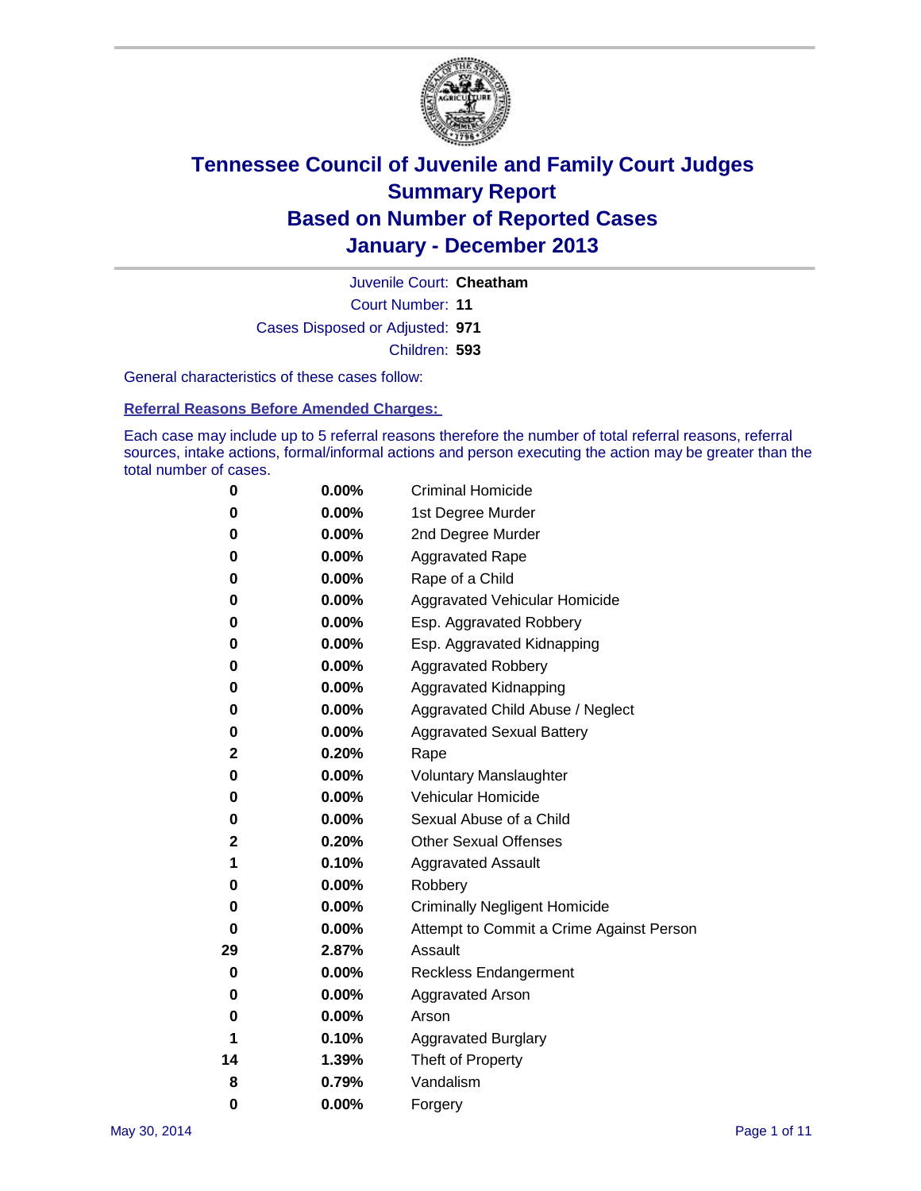# Tennessee Council of Juvenile and Family Court Judges
## Summary Report
## Based on Number of Reported Cases
## January - December 2013

Juvenile Court: **Cheatham**

Court Number: **11**

Cases Disposed or Adjusted: **971**

Children: **593**

General characteristics of these cases follow:

### Referral Reasons Before Amended Charges:

Each case may include up to 5 referral reasons therefore the number of total referral reasons, referral sources, intake actions, formal/informal actions and person executing the action may be greater than the total number of cases.

| Count | Percent | Referral Reason |
|---|---|---|
| 0 | 0.00% | Criminal Homicide |
| 0 | 0.00% | 1st Degree Murder |
| 0 | 0.00% | 2nd Degree Murder |
| 0 | 0.00% | Aggravated Rape |
| 0 | 0.00% | Rape of a Child |
| 0 | 0.00% | Aggravated Vehicular Homicide |
| 0 | 0.00% | Esp. Aggravated Robbery |
| 0 | 0.00% | Esp. Aggravated Kidnapping |
| 0 | 0.00% | Aggravated Robbery |
| 0 | 0.00% | Aggravated Kidnapping |
| 0 | 0.00% | Aggravated Child Abuse / Neglect |
| 0 | 0.00% | Aggravated Sexual Battery |
| 2 | 0.20% | Rape |
| 0 | 0.00% | Voluntary Manslaughter |
| 0 | 0.00% | Vehicular Homicide |
| 0 | 0.00% | Sexual Abuse of a Child |
| 2 | 0.20% | Other Sexual Offenses |
| 1 | 0.10% | Aggravated Assault |
| 0 | 0.00% | Robbery |
| 0 | 0.00% | Criminally Negligent Homicide |
| 0 | 0.00% | Attempt to Commit a Crime Against Person |
| 29 | 2.87% | Assault |
| 0 | 0.00% | Reckless Endangerment |
| 0 | 0.00% | Aggravated Arson |
| 0 | 0.00% | Arson |
| 1 | 0.10% | Aggravated Burglary |
| 14 | 1.39% | Theft of Property |
| 8 | 0.79% | Vandalism |
| 0 | 0.00% | Forgery |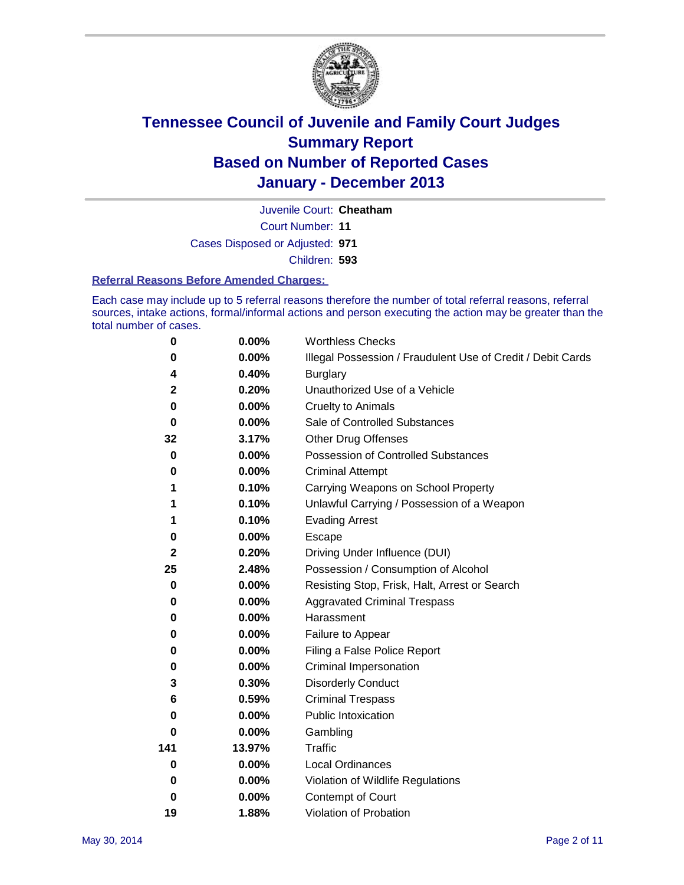# Tennessee Council of Juvenile and Family Court Judges
# Summary Report
# Based on Number of Reported Cases
# January - December 2013

Juvenile Court: **Cheatham**

Court Number: **11**

Cases Disposed or Adjusted: **971**

Children: **593**

### Referral Reasons Before Amended Charges:

Each case may include up to 5 referral reasons therefore the number of total referral reasons, referral sources, intake actions, formal/informal actions and person executing the action may be greater than the total number of cases.

| | | |
|---|---|---|
| 0 | 0.00% | Worthless Checks |
| 0 | 0.00% | Illegal Possession / Fraudulent Use of Credit / Debit Cards |
| 4 | 0.40% | Burglary |
| 2 | 0.20% | Unauthorized Use of a Vehicle |
| 0 | 0.00% | Cruelty to Animals |
| 0 | 0.00% | Sale of Controlled Substances |
| 32 | 3.17% | Other Drug Offenses |
| 0 | 0.00% | Possession of Controlled Substances |
| 0 | 0.00% | Criminal Attempt |
| 1 | 0.10% | Carrying Weapons on School Property |
| 1 | 0.10% | Unlawful Carrying / Possession of a Weapon |
| 1 | 0.10% | Evading Arrest |
| 0 | 0.00% | Escape |
| 2 | 0.20% | Driving Under Influence (DUI) |
| 25 | 2.48% | Possession / Consumption of Alcohol |
| 0 | 0.00% | Resisting Stop, Frisk, Halt, Arrest or Search |
| 0 | 0.00% | Aggravated Criminal Trespass |
| 0 | 0.00% | Harassment |
| 0 | 0.00% | Failure to Appear |
| 0 | 0.00% | Filing a False Police Report |
| 0 | 0.00% | Criminal Impersonation |
| 3 | 0.30% | Disorderly Conduct |
| 6 | 0.59% | Criminal Trespass |
| 0 | 0.00% | Public Intoxication |
| 0 | 0.00% | Gambling |
| 141 | 13.97% | Traffic |
| 0 | 0.00% | Local Ordinances |
| 0 | 0.00% | Violation of Wildlife Regulations |
| 0 | 0.00% | Contempt of Court |
| 19 | 1.88% | Violation of Probation |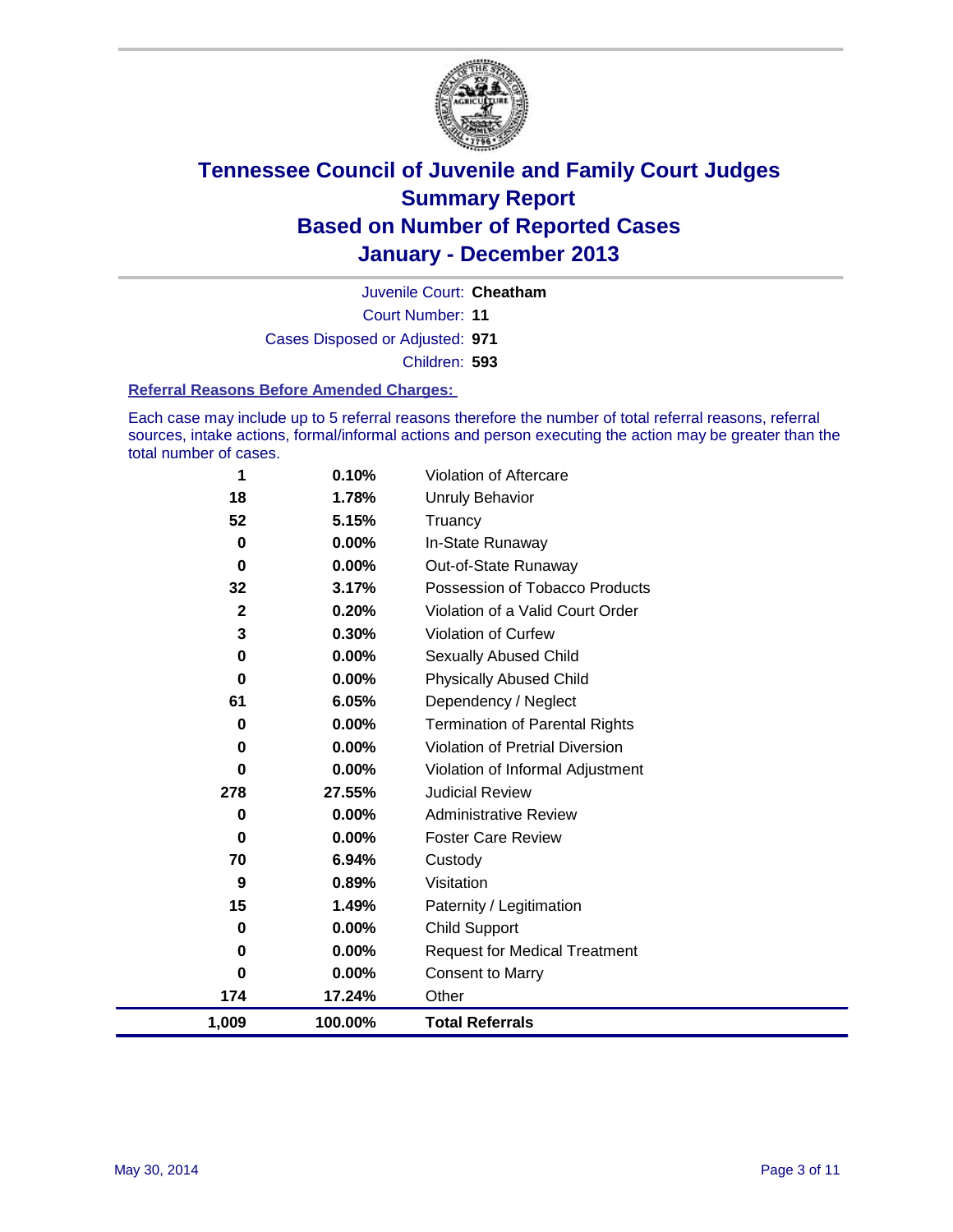# Tennessee Council of Juvenile and Family Court Judges
## Summary Report
## Based on Number of Reported Cases
## January - December 2013

Juvenile Court: **Cheatham**

Court Number: **11**

Cases Disposed or Adjusted: **971**

Children: **593**

### Referral Reasons Before Amended Charges:

Each case may include up to 5 referral reasons therefore the number of total referral reasons, referral sources, intake actions, formal/informal actions and person executing the action may be greater than the total number of cases.

| | | |
|---|---|---|
| 1 | 0.10% | Violation of Aftercare |
| 18 | 1.78% | Unruly Behavior |
| 52 | 5.15% | Truancy |
| 0 | 0.00% | In-State Runaway |
| 0 | 0.00% | Out-of-State Runaway |
| 32 | 3.17% | Possession of Tobacco Products |
| 2 | 0.20% | Violation of a Valid Court Order |
| 3 | 0.30% | Violation of Curfew |
| 0 | 0.00% | Sexually Abused Child |
| 0 | 0.00% | Physically Abused Child |
| 61 | 6.05% | Dependency / Neglect |
| 0 | 0.00% | Termination of Parental Rights |
| 0 | 0.00% | Violation of Pretrial Diversion |
| 0 | 0.00% | Violation of Informal Adjustment |
| 278 | 27.55% | Judicial Review |
| 0 | 0.00% | Administrative Review |
| 0 | 0.00% | Foster Care Review |
| 70 | 6.94% | Custody |
| 9 | 0.89% | Visitation |
| 15 | 1.49% | Paternity / Legitimation |
| 0 | 0.00% | Child Support |
| 0 | 0.00% | Request for Medical Treatment |
| 0 | 0.00% | Consent to Marry |
| 174 | 17.24% | Other |
| **1,009** | **100.00%** | **Total Referrals** |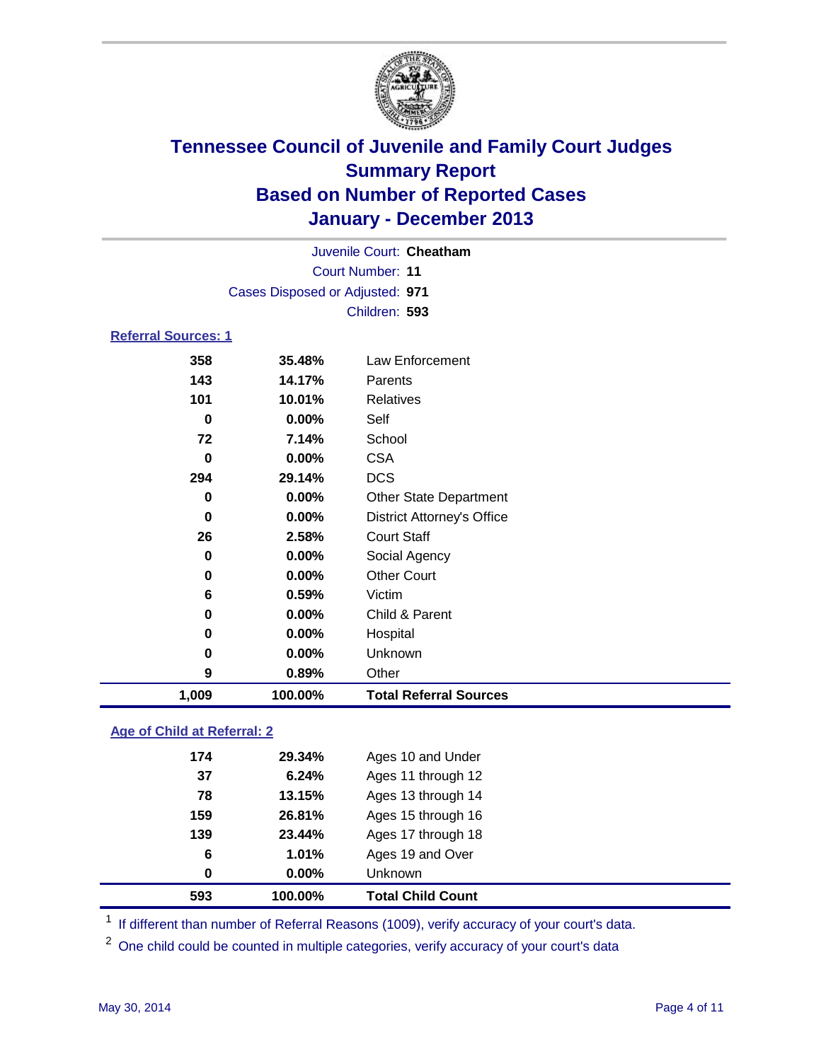# Tennessee Council of Juvenile and Family Court Judges
## Summary Report
## Based on Number of Reported Cases
## January - December 2013

Juvenile Court: **Cheatham**
Court Number: **11**
Cases Disposed or Adjusted: **971**
Children: **593**

### Referral Sources: 1

| | | |
|---|---|---|
| 358 | 35.48% | Law Enforcement |
| 143 | 14.17% | Parents |
| 101 | 10.01% | Relatives |
| 0 | 0.00% | Self |
| 72 | 7.14% | School |
| 0 | 0.00% | CSA |
| 294 | 29.14% | DCS |
| 0 | 0.00% | Other State Department |
| 0 | 0.00% | District Attorney's Office |
| 26 | 2.58% | Court Staff |
| 0 | 0.00% | Social Agency |
| 0 | 0.00% | Other Court |
| 6 | 0.59% | Victim |
| 0 | 0.00% | Child & Parent |
| 0 | 0.00% | Hospital |
| 0 | 0.00% | Unknown |
| 9 | 0.89% | Other |
| **1,009** | **100.00%** | **Total Referral Sources** |

### Age of Child at Referral: 2

| | | |
|---|---|---|
| 174 | 29.34% | Ages 10 and Under |
| 37 | 6.24% | Ages 11 through 12 |
| 78 | 13.15% | Ages 13 through 14 |
| 159 | 26.81% | Ages 15 through 16 |
| 139 | 23.44% | Ages 17 through 18 |
| 6 | 1.01% | Ages 19 and Over |
| 0 | 0.00% | Unknown |
| **593** | **100.00%** | **Total Child Count** |

[1] If different than number of Referral Reasons (1009), verify accuracy of your court's data.

[2] One child could be counted in multiple categories, verify accuracy of your court's data

May 30, 2014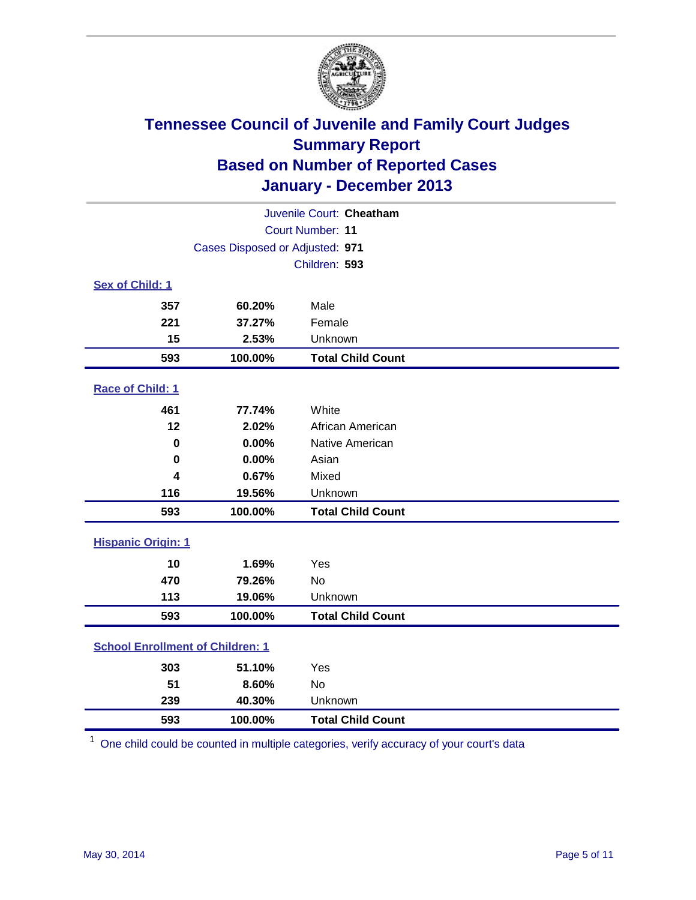# Tennessee Council of Juvenile and Family Court Judges
## Summary Report
## Based on Number of Reported Cases
## January - December 2013

Juvenile Court: **Cheatham**
Court Number: **11**
Cases Disposed or Adjusted: **971**
Children: **593**

### Sex of Child: 1

| | | |
|---|---|---|
| 357 | 60.20% | Male |
| 221 | 37.27% | Female |
| 15 | 2.53% | Unknown |
| **593** | **100.00%** | **Total Child Count** |

### Race of Child: 1

| | | |
|---|---|---|
| 461 | 77.74% | White |
| 12 | 2.02% | African American |
| 0 | 0.00% | Native American |
| 0 | 0.00% | Asian |
| 4 | 0.67% | Mixed |
| 116 | 19.56% | Unknown |
| **593** | **100.00%** | **Total Child Count** |

### Hispanic Origin: 1

| | | |
|---|---|---|
| 10 | 1.69% | Yes |
| 470 | 79.26% | No |
| 113 | 19.06% | Unknown |
| **593** | **100.00%** | **Total Child Count** |

### School Enrollment of Children: 1

| | | |
|---|---|---|
| 303 | 51.10% | Yes |
| 51 | 8.60% | No |
| 239 | 40.30% | Unknown |
| **593** | **100.00%** | **Total Child Count** |

[1] One child could be counted in multiple categories, verify accuracy of your court's data

May 30, 2014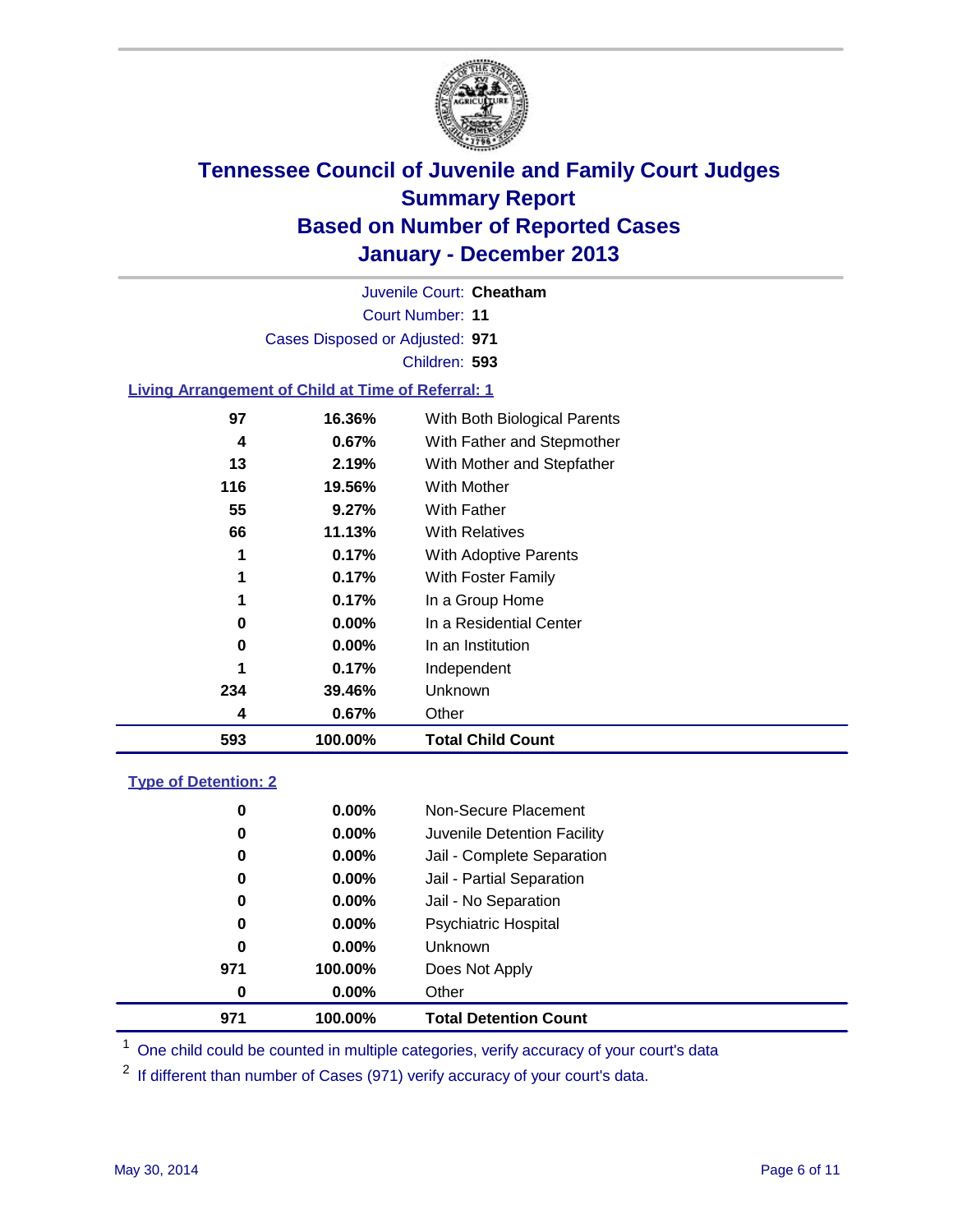# Tennessee Council of Juvenile and Family Court Judges
## Summary Report
## Based on Number of Reported Cases
## January - December 2013

Juvenile Court: **Cheatham**
Court Number: **11**
Cases Disposed or Adjusted: **971**
Children: **593**

### Living Arrangement of Child at Time of Referral: 1

| Count | Percent | Category |
|---|---|---|
| 97 | 16.36% | With Both Biological Parents |
| 4 | 0.67% | With Father and Stepmother |
| 13 | 2.19% | With Mother and Stepfather |
| 116 | 19.56% | With Mother |
| 55 | 9.27% | With Father |
| 66 | 11.13% | With Relatives |
| 1 | 0.17% | With Adoptive Parents |
| 1 | 0.17% | With Foster Family |
| 1 | 0.17% | In a Group Home |
| 0 | 0.00% | In a Residential Center |
| 0 | 0.00% | In an Institution |
| 1 | 0.17% | Independent |
| 234 | 39.46% | Unknown |
| 4 | 0.67% | Other |
| **593** | **100.00%** | **Total Child Count** |

### Type of Detention: 2

| Count | Percent | Category |
|---|---|---|
| 0 | 0.00% | Non-Secure Placement |
| 0 | 0.00% | Juvenile Detention Facility |
| 0 | 0.00% | Jail - Complete Separation |
| 0 | 0.00% | Jail - Partial Separation |
| 0 | 0.00% | Jail - No Separation |
| 0 | 0.00% | Psychiatric Hospital |
| 0 | 0.00% | Unknown |
| 971 | 100.00% | Does Not Apply |
| 0 | 0.00% | Other |
| **971** | **100.00%** | **Total Detention Count** |

[1] One child could be counted in multiple categories, verify accuracy of your court's data

[2] If different than number of Cases (971) verify accuracy of your court's data.

May 30, 2014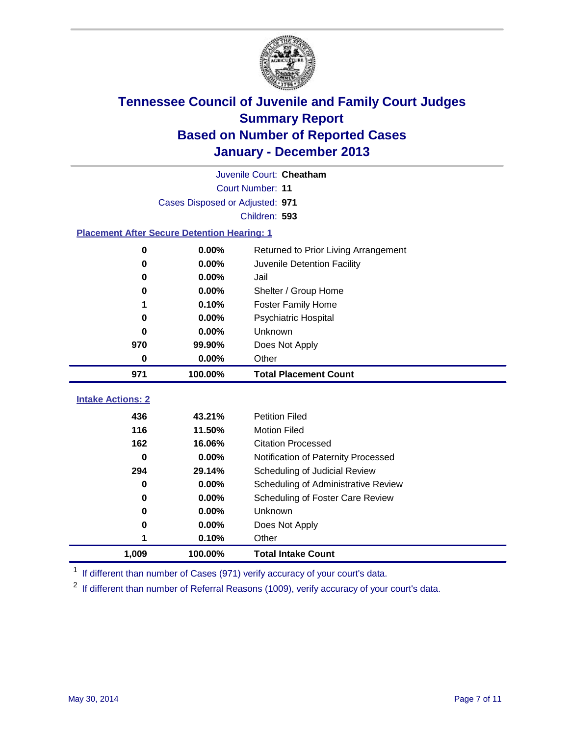# Tennessee Council of Juvenile and Family Court Judges
## Summary Report
## Based on Number of Reported Cases
## January - December 2013

Juvenile Court: **Cheatham**

Court Number: **11**

Cases Disposed or Adjusted: **971**

Children: **593**

### Placement After Secure Detention Hearing: 1

| Count | Percent | Placement |
|---|---|---|
| 0 | 0.00% | Returned to Prior Living Arrangement |
| 0 | 0.00% | Juvenile Detention Facility |
| 0 | 0.00% | Jail |
| 0 | 0.00% | Shelter / Group Home |
| 1 | 0.10% | Foster Family Home |
| 0 | 0.00% | Psychiatric Hospital |
| 0 | 0.00% | Unknown |
| 970 | 99.90% | Does Not Apply |
| 0 | 0.00% | Other |
| **971** | **100.00%** | **Total Placement Count** |

### Intake Actions: 2

| Count | Percent | Intake Action |
|---|---|---|
| 436 | 43.21% | Petition Filed |
| 116 | 11.50% | Motion Filed |
| 162 | 16.06% | Citation Processed |
| 0 | 0.00% | Notification of Paternity Processed |
| 294 | 29.14% | Scheduling of Judicial Review |
| 0 | 0.00% | Scheduling of Administrative Review |
| 0 | 0.00% | Scheduling of Foster Care Review |
| 0 | 0.00% | Unknown |
| 0 | 0.00% | Does Not Apply |
| 1 | 0.10% | Other |
| **1,009** | **100.00%** | **Total Intake Count** |

[1] If different than number of Cases (971) verify accuracy of your court's data.

[2] If different than number of Referral Reasons (1009), verify accuracy of your court's data.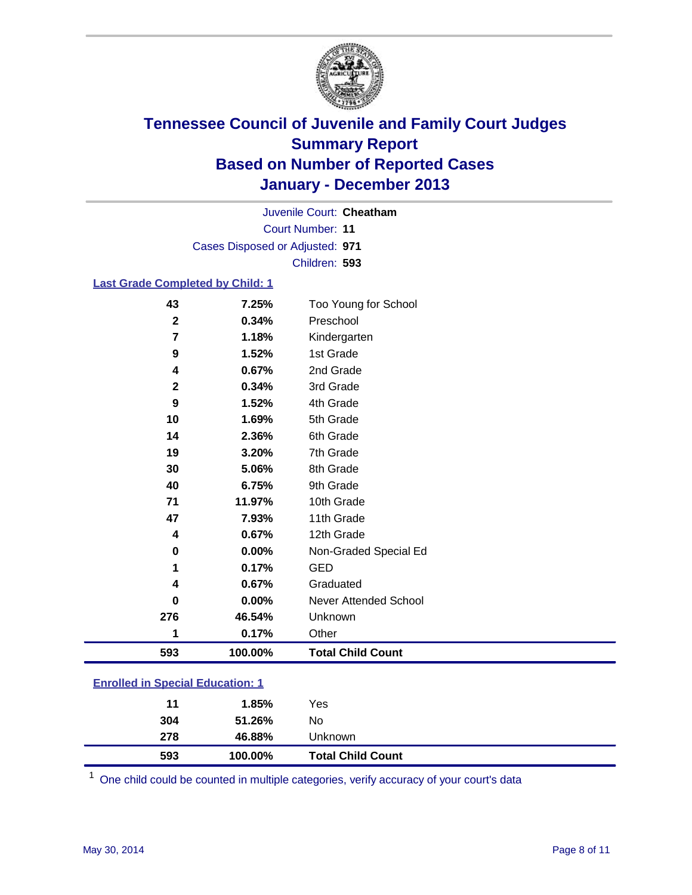# Tennessee Council of Juvenile and Family Court Judges
# Summary Report
# Based on Number of Reported Cases
# January - December 2013

Juvenile Court: **Cheatham**
Court Number: **11**
Cases Disposed or Adjusted: **971**
Children: **593**

### Last Grade Completed by Child: 1

| Count | Percent | Category |
|---|---|---|
| 43 | 7.25% | Too Young for School |
| 2 | 0.34% | Preschool |
| 7 | 1.18% | Kindergarten |
| 9 | 1.52% | 1st Grade |
| 4 | 0.67% | 2nd Grade |
| 2 | 0.34% | 3rd Grade |
| 9 | 1.52% | 4th Grade |
| 10 | 1.69% | 5th Grade |
| 14 | 2.36% | 6th Grade |
| 19 | 3.20% | 7th Grade |
| 30 | 5.06% | 8th Grade |
| 40 | 6.75% | 9th Grade |
| 71 | 11.97% | 10th Grade |
| 47 | 7.93% | 11th Grade |
| 4 | 0.67% | 12th Grade |
| 0 | 0.00% | Non-Graded Special Ed |
| 1 | 0.17% | GED |
| 4 | 0.67% | Graduated |
| 0 | 0.00% | Never Attended School |
| 276 | 46.54% | Unknown |
| 1 | 0.17% | Other |
| **593** | **100.00%** | **Total Child Count** |

### Enrolled in Special Education: 1

| Count | Percent | Category |
|---|---|---|
| 11 | 1.85% | Yes |
| 304 | 51.26% | No |
| 278 | 46.88% | Unknown |
| **593** | **100.00%** | **Total Child Count** |

[1] One child could be counted in multiple categories, verify accuracy of your court's data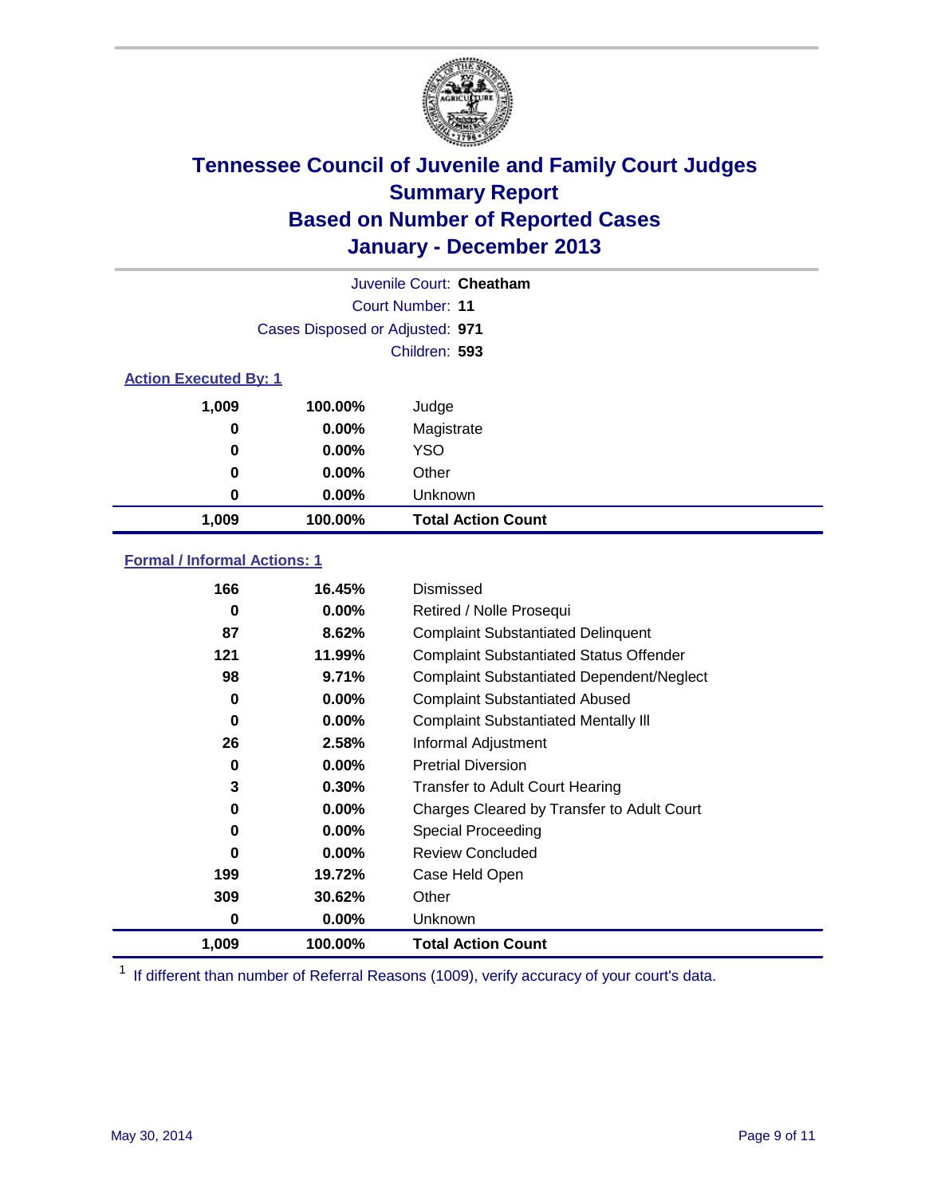# Tennessee Council of Juvenile and Family Court Judges
## Summary Report
## Based on Number of Reported Cases
## January - December 2013

Juvenile Court: **Cheatham**

Court Number: **11**

Cases Disposed or Adjusted: **971**

Children: **593**

### Action Executed By: 1

| Count | Percent | Action |
|---|---|---|
| 1,009 | 100.00% | Judge |
| 0 | 0.00% | Magistrate |
| 0 | 0.00% | YSO |
| 0 | 0.00% | Other |
| 0 | 0.00% | Unknown |
| **1,009** | **100.00%** | **Total Action Count** |

### Formal / Informal Actions: 1

| Count | Percent | Action |
|---|---|---|
| 166 | 16.45% | Dismissed |
| 0 | 0.00% | Retired / Nolle Prosequi |
| 87 | 8.62% | Complaint Substantiated Delinquent |
| 121 | 11.99% | Complaint Substantiated Status Offender |
| 98 | 9.71% | Complaint Substantiated Dependent/Neglect |
| 0 | 0.00% | Complaint Substantiated Abused |
| 0 | 0.00% | Complaint Substantiated Mentally Ill |
| 26 | 2.58% | Informal Adjustment |
| 0 | 0.00% | Pretrial Diversion |
| 3 | 0.30% | Transfer to Adult Court Hearing |
| 0 | 0.00% | Charges Cleared by Transfer to Adult Court |
| 0 | 0.00% | Special Proceeding |
| 0 | 0.00% | Review Concluded |
| 199 | 19.72% | Case Held Open |
| 309 | 30.62% | Other |
| 0 | 0.00% | Unknown |
| **1,009** | **100.00%** | **Total Action Count** |

[1] If different than number of Referral Reasons (1009), verify accuracy of your court's data.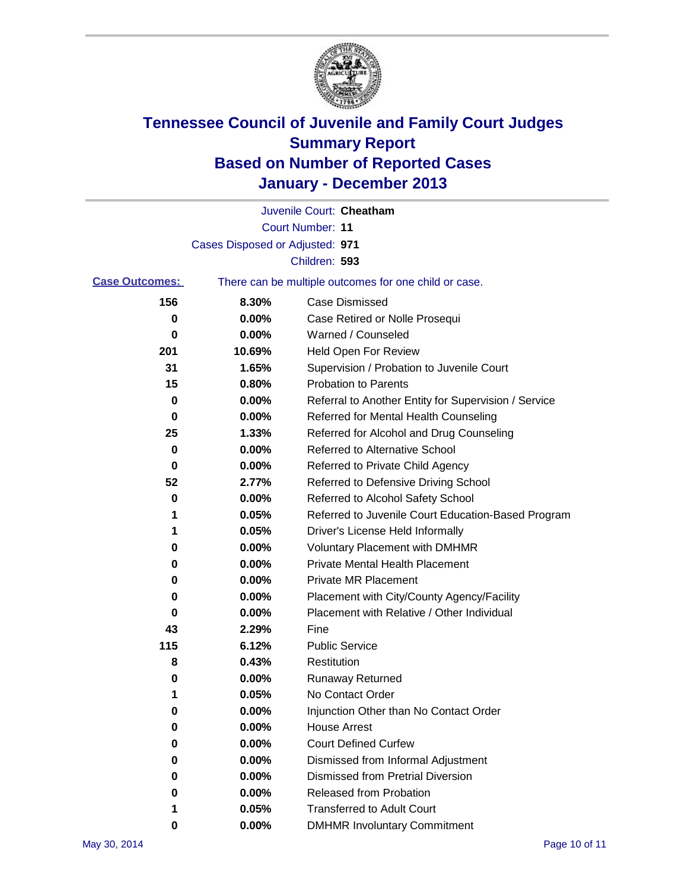# Tennessee Council of Juvenile and Family Court Judges Summary Report Based on Number of Reported Cases January - December 2013

Juvenile Court: **Cheatham**

Court Number: **11**

Cases Disposed or Adjusted: **971**

Children: **593**

**Case Outcomes:** There can be multiple outcomes for one child or case.

| Count | Percent | Outcome |
|---|---|---|
| 156 | 8.30% | Case Dismissed |
| 0 | 0.00% | Case Retired or Nolle Prosequi |
| 0 | 0.00% | Warned / Counseled |
| 201 | 10.69% | Held Open For Review |
| 31 | 1.65% | Supervision / Probation to Juvenile Court |
| 15 | 0.80% | Probation to Parents |
| 0 | 0.00% | Referral to Another Entity for Supervision / Service |
| 0 | 0.00% | Referred for Mental Health Counseling |
| 25 | 1.33% | Referred for Alcohol and Drug Counseling |
| 0 | 0.00% | Referred to Alternative School |
| 0 | 0.00% | Referred to Private Child Agency |
| 52 | 2.77% | Referred to Defensive Driving School |
| 0 | 0.00% | Referred to Alcohol Safety School |
| 1 | 0.05% | Referred to Juvenile Court Education-Based Program |
| 1 | 0.05% | Driver's License Held Informally |
| 0 | 0.00% | Voluntary Placement with DMHMR |
| 0 | 0.00% | Private Mental Health Placement |
| 0 | 0.00% | Private MR Placement |
| 0 | 0.00% | Placement with City/County Agency/Facility |
| 0 | 0.00% | Placement with Relative / Other Individual |
| 43 | 2.29% | Fine |
| 115 | 6.12% | Public Service |
| 8 | 0.43% | Restitution |
| 0 | 0.00% | Runaway Returned |
| 1 | 0.05% | No Contact Order |
| 0 | 0.00% | Injunction Other than No Contact Order |
| 0 | 0.00% | House Arrest |
| 0 | 0.00% | Court Defined Curfew |
| 0 | 0.00% | Dismissed from Informal Adjustment |
| 0 | 0.00% | Dismissed from Pretrial Diversion |
| 0 | 0.00% | Released from Probation |
| 1 | 0.05% | Transferred to Adult Court |
| 0 | 0.00% | DMHMR Involuntary Commitment |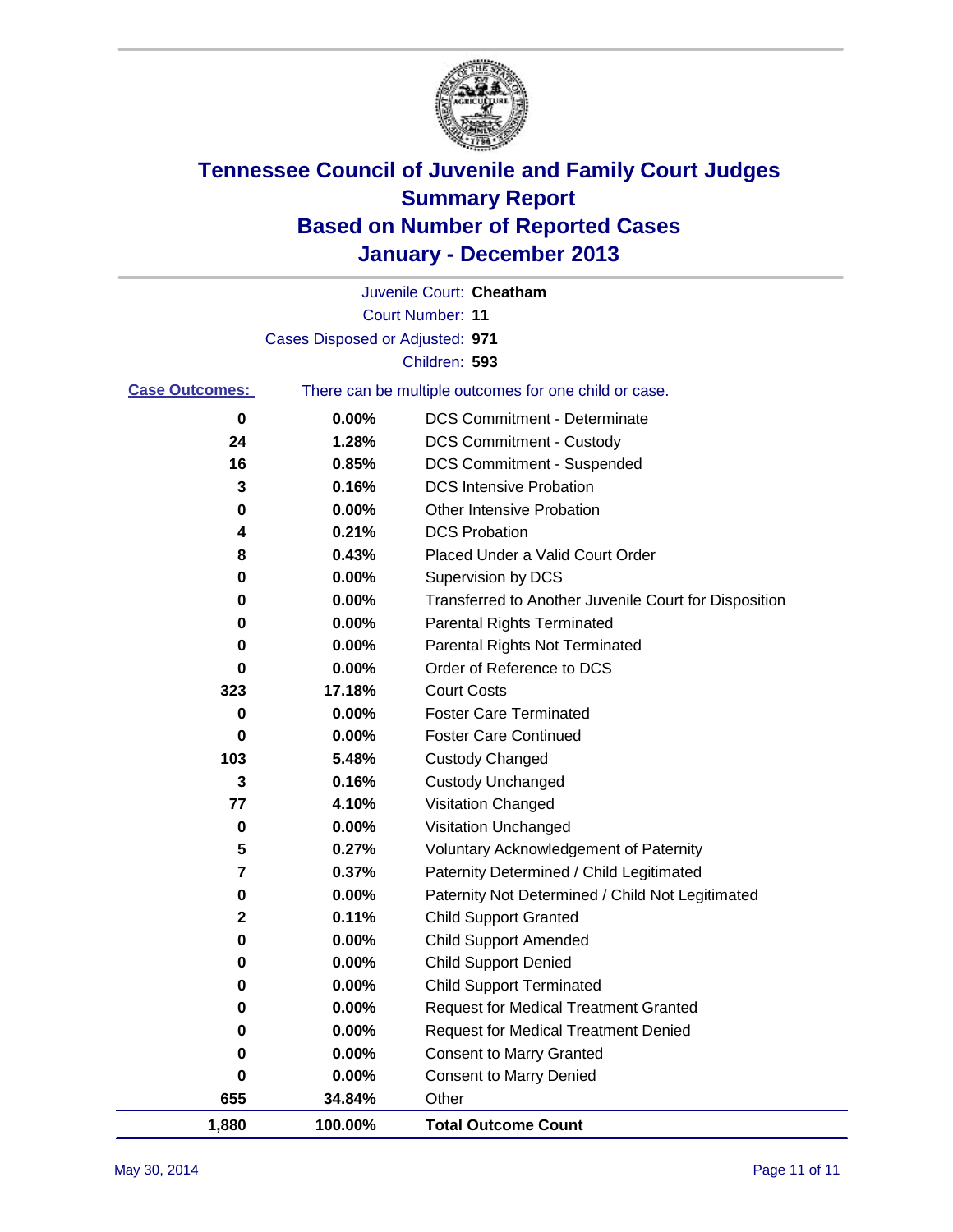# Tennessee Council of Juvenile and Family Court Judges
## Summary Report
## Based on Number of Reported Cases
## January - December 2013

Juvenile Court: **Cheatham**

Court Number: **11**

Cases Disposed or Adjusted: **971**

Children: **593**

**Case Outcomes:** There can be multiple outcomes for one child or case.

| | | |
|---|---|---|
| 0 | 0.00% | DCS Commitment - Determinate |
| 24 | 1.28% | DCS Commitment - Custody |
| 16 | 0.85% | DCS Commitment - Suspended |
| 3 | 0.16% | DCS Intensive Probation |
| 0 | 0.00% | Other Intensive Probation |
| 4 | 0.21% | DCS Probation |
| 8 | 0.43% | Placed Under a Valid Court Order |
| 0 | 0.00% | Supervision by DCS |
| 0 | 0.00% | Transferred to Another Juvenile Court for Disposition |
| 0 | 0.00% | Parental Rights Terminated |
| 0 | 0.00% | Parental Rights Not Terminated |
| 0 | 0.00% | Order of Reference to DCS |
| 323 | 17.18% | Court Costs |
| 0 | 0.00% | Foster Care Terminated |
| 0 | 0.00% | Foster Care Continued |
| 103 | 5.48% | Custody Changed |
| 3 | 0.16% | Custody Unchanged |
| 77 | 4.10% | Visitation Changed |
| 0 | 0.00% | Visitation Unchanged |
| 5 | 0.27% | Voluntary Acknowledgement of Paternity |
| 7 | 0.37% | Paternity Determined / Child Legitimated |
| 0 | 0.00% | Paternity Not Determined / Child Not Legitimated |
| 2 | 0.11% | Child Support Granted |
| 0 | 0.00% | Child Support Amended |
| 0 | 0.00% | Child Support Denied |
| 0 | 0.00% | Child Support Terminated |
| 0 | 0.00% | Request for Medical Treatment Granted |
| 0 | 0.00% | Request for Medical Treatment Denied |
| 0 | 0.00% | Consent to Marry Granted |
| 0 | 0.00% | Consent to Marry Denied |
| 655 | 34.84% | Other |
| **1,880** | **100.00%** | **Total Outcome Count** |

May 30, 2014